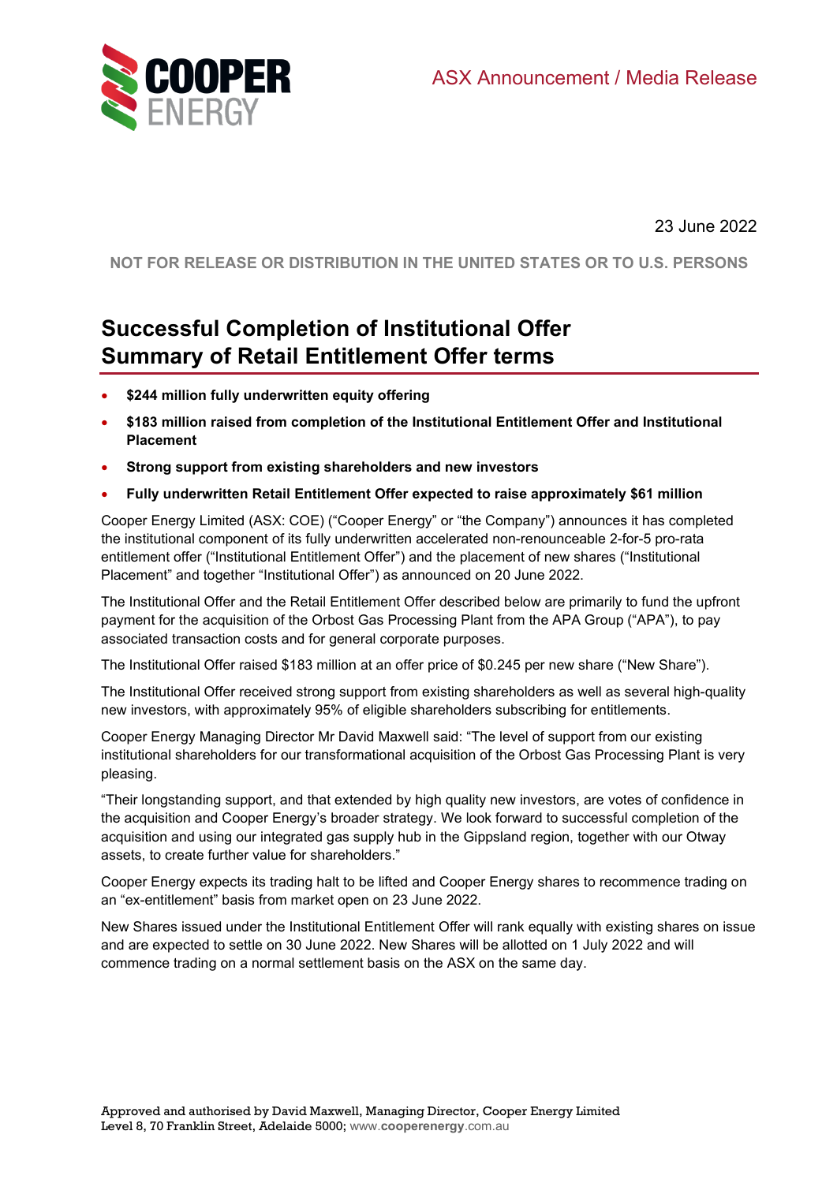ASX Announcement / Media Release

23 June 2022

NOT FOR RELEASE OR DISTRIBUTION IN THE UNITED STATES OR TO U.S. PERSONS

# Successful Completion of Institutional Offer Summary of Retail Entitlement Offer terms

- **$244 million fully underwritten equity offering**
- **$183 million raised from completion of the Institutional Entitlement Offer and Institutional Placement**
- **Strong support from existing shareholders and new investors**
- **Fully underwritten Retail Entitlement Offer expected to raise approximately $61 million**

Cooper Energy Limited (ASX: COE) ("Cooper Energy" or "the Company") announces it has completed the institutional component of its fully underwritten accelerated non-renounceable 2-for-5 pro-rata entitlement offer ("Institutional Entitlement Offer") and the placement of new shares ("Institutional Placement" and together "Institutional Offer") as announced on 20 June 2022.

The Institutional Offer and the Retail Entitlement Offer described below are primarily to fund the upfront payment for the acquisition of the Orbost Gas Processing Plant from the APA Group ("APA"), to pay associated transaction costs and for general corporate purposes.

The Institutional Offer raised $183 million at an offer price of $0.245 per new share ("New Share").

The Institutional Offer received strong support from existing shareholders as well as several high-quality new investors, with approximately 95% of eligible shareholders subscribing for entitlements.

Cooper Energy Managing Director Mr David Maxwell said: "The level of support from our existing institutional shareholders for our transformational acquisition of the Orbost Gas Processing Plant is very pleasing.

"Their longstanding support, and that extended by high quality new investors, are votes of confidence in the acquisition and Cooper Energy's broader strategy. We look forward to successful completion of the acquisition and using our integrated gas supply hub in the Gippsland region, together with our Otway assets, to create further value for shareholders."

Cooper Energy expects its trading halt to be lifted and Cooper Energy shares to recommence trading on an "ex-entitlement" basis from market open on 23 June 2022.

New Shares issued under the Institutional Entitlement Offer will rank equally with existing shares on issue and are expected to settle on 30 June 2022. New Shares will be allotted on 1 July 2022 and will commence trading on a normal settlement basis on the ASX on the same day.

Approved and authorised by David Maxwell, Managing Director, Cooper Energy Limited
Level 8, 70 Franklin Street, Adelaide 5000; www.cooperenergy.com.au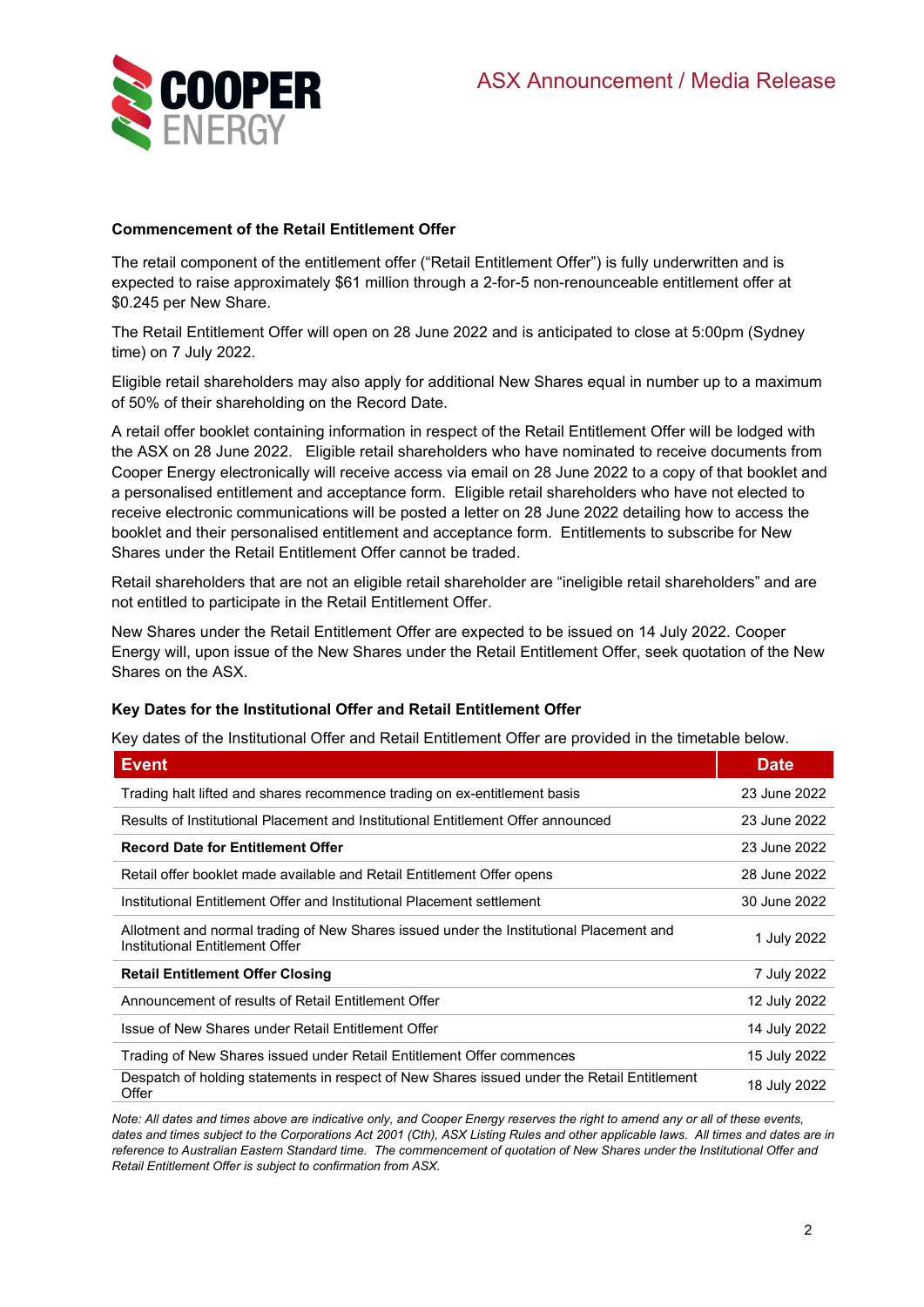**Commencement of the Retail Entitlement Offer**

The retail component of the entitlement offer ("Retail Entitlement Offer") is fully underwritten and is expected to raise approximately $61 million through a 2-for-5 non-renounceable entitlement offer at $0.245 per New Share.

The Retail Entitlement Offer will open on 28 June 2022 and is anticipated to close at 5:00pm (Sydney time) on 7 July 2022.

Eligible retail shareholders may also apply for additional New Shares equal in number up to a maximum of 50% of their shareholding on the Record Date.

A retail offer booklet containing information in respect of the Retail Entitlement Offer will be lodged with the ASX on 28 June 2022. Eligible retail shareholders who have nominated to receive documents from Cooper Energy electronically will receive access via email on 28 June 2022 to a copy of that booklet and a personalised entitlement and acceptance form. Eligible retail shareholders who have not elected to receive electronic communications will be posted a letter on 28 June 2022 detailing how to access the booklet and their personalised entitlement and acceptance form. Entitlements to subscribe for New Shares under the Retail Entitlement Offer cannot be traded.

Retail shareholders that are not an eligible retail shareholder are "ineligible retail shareholders" and are not entitled to participate in the Retail Entitlement Offer.

New Shares under the Retail Entitlement Offer are expected to be issued on 14 July 2022. Cooper Energy will, upon issue of the New Shares under the Retail Entitlement Offer, seek quotation of the New Shares on the ASX.

**Key Dates for the Institutional Offer and Retail Entitlement Offer**

Key dates of the Institutional Offer and Retail Entitlement Offer are provided in the timetable below.

| Event | Date |
|---|---|
| Trading halt lifted and shares recommence trading on ex-entitlement basis | 23 June 2022 |
| Results of Institutional Placement and Institutional Entitlement Offer announced | 23 June 2022 |
| **Record Date for Entitlement Offer** | 23 June 2022 |
| Retail offer booklet made available and Retail Entitlement Offer opens | 28 June 2022 |
| Institutional Entitlement Offer and Institutional Placement settlement | 30 June 2022 |
| Allotment and normal trading of New Shares issued under the Institutional Placement and Institutional Entitlement Offer | 1 July 2022 |
| **Retail Entitlement Offer Closing** | 7 July 2022 |
| Announcement of results of Retail Entitlement Offer | 12 July 2022 |
| Issue of New Shares under Retail Entitlement Offer | 14 July 2022 |
| Trading of New Shares issued under Retail Entitlement Offer commences | 15 July 2022 |
| Despatch of holding statements in respect of New Shares issued under the Retail Entitlement Offer | 18 July 2022 |

*Note: All dates and times above are indicative only, and Cooper Energy reserves the right to amend any or all of these events, dates and times subject to the Corporations Act 2001 (Cth), ASX Listing Rules and other applicable laws. All times and dates are in reference to Australian Eastern Standard time. The commencement of quotation of New Shares under the Institutional Offer and Retail Entitlement Offer is subject to confirmation from ASX.*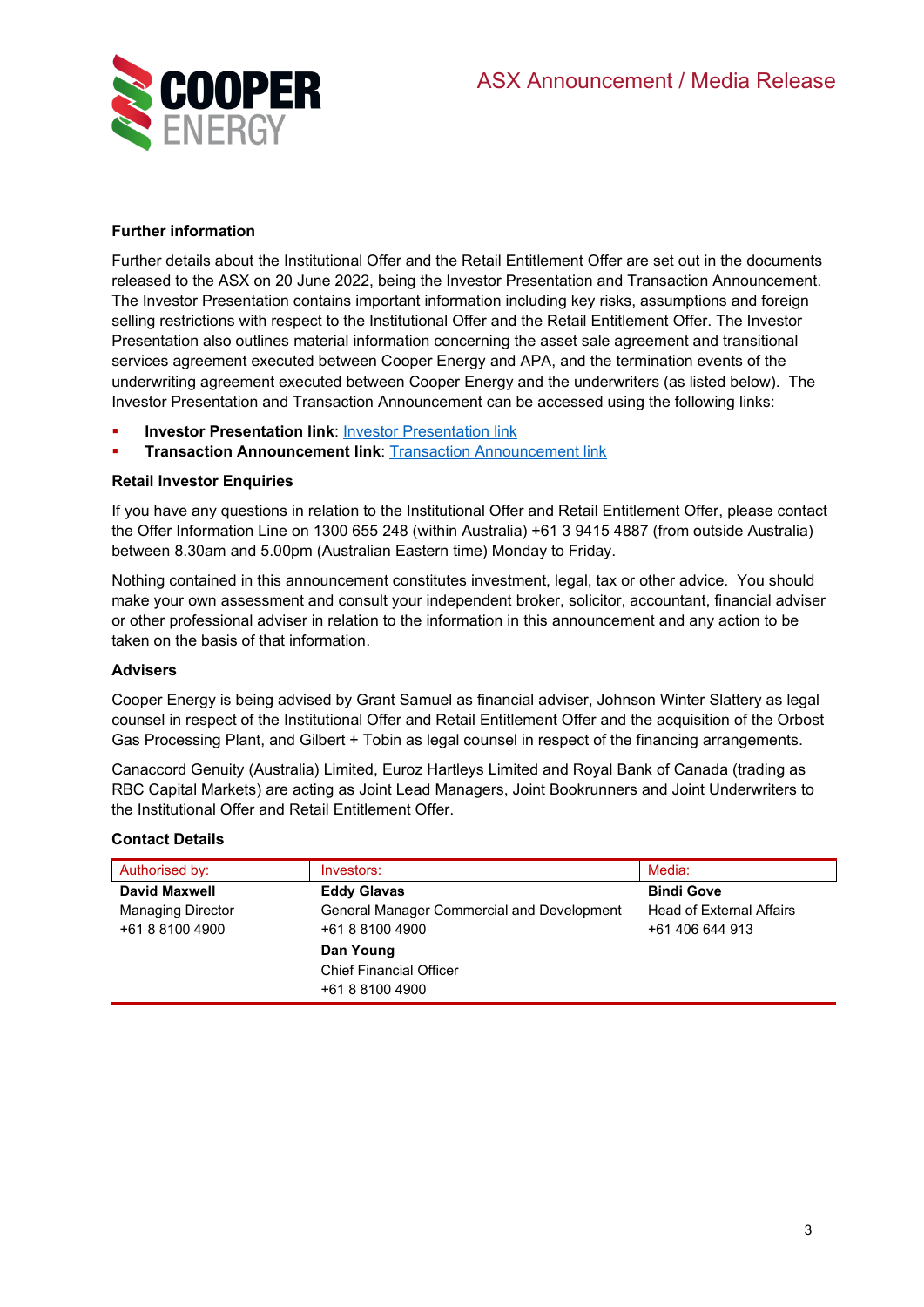### Further information

Further details about the Institutional Offer and the Retail Entitlement Offer are set out in the documents released to the ASX on 20 June 2022, being the Investor Presentation and Transaction Announcement. The Investor Presentation contains important information including key risks, assumptions and foreign selling restrictions with respect to the Institutional Offer and the Retail Entitlement Offer. The Investor Presentation also outlines material information concerning the asset sale agreement and transitional services agreement executed between Cooper Energy and APA, and the termination events of the underwriting agreement executed between Cooper Energy and the underwriters (as listed below). The Investor Presentation and Transaction Announcement can be accessed using the following links:

- **Investor Presentation link**: Investor Presentation link
- **Transaction Announcement link**: Transaction Announcement link

### Retail Investor Enquiries

If you have any questions in relation to the Institutional Offer and Retail Entitlement Offer, please contact the Offer Information Line on 1300 655 248 (within Australia) +61 3 9415 4887 (from outside Australia) between 8.30am and 5.00pm (Australian Eastern time) Monday to Friday.

Nothing contained in this announcement constitutes investment, legal, tax or other advice. You should make your own assessment and consult your independent broker, solicitor, accountant, financial adviser or other professional adviser in relation to the information in this announcement and any action to be taken on the basis of that information.

### Advisers

Cooper Energy is being advised by Grant Samuel as financial adviser, Johnson Winter Slattery as legal counsel in respect of the Institutional Offer and Retail Entitlement Offer and the acquisition of the Orbost Gas Processing Plant, and Gilbert + Tobin as legal counsel in respect of the financing arrangements.

Canaccord Genuity (Australia) Limited, Euroz Hartleys Limited and Royal Bank of Canada (trading as RBC Capital Markets) are acting as Joint Lead Managers, Joint Bookrunners and Joint Underwriters to the Institutional Offer and Retail Entitlement Offer.

### Contact Details

| Authorised by: | Investors: | Media: |
|---|---|---|
| **David Maxwell**<br>Managing Director<br>+61 8 8100 4900 | **Eddy Glavas**<br>General Manager Commercial and Development<br>+61 8 8100 4900<br>**Dan Young**<br>Chief Financial Officer<br>+61 8 8100 4900 | **Bindi Gove**<br>Head of External Affairs<br>+61 406 644 913 |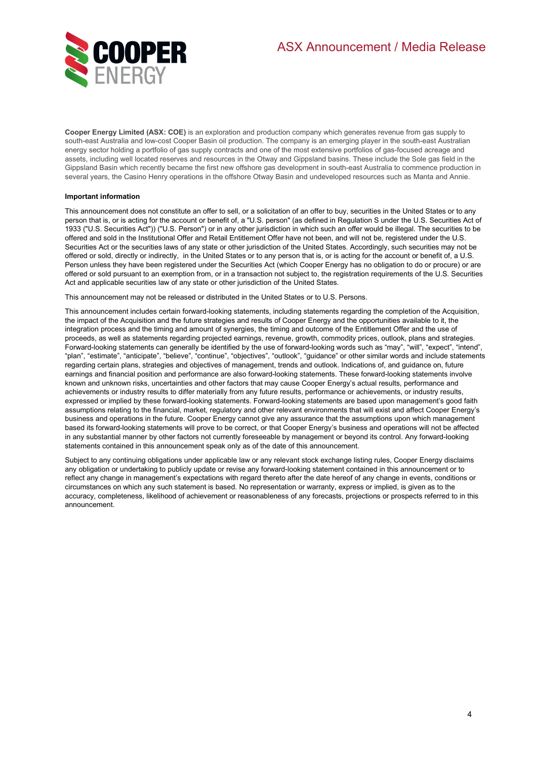**Cooper Energy Limited (ASX: COE)** is an exploration and production company which generates revenue from gas supply to south-east Australia and low-cost Cooper Basin oil production. The company is an emerging player in the south-east Australian energy sector holding a portfolio of gas supply contracts and one of the most extensive portfolios of gas-focused acreage and assets, including well located reserves and resources in the Otway and Gippsland basins. These include the Sole gas field in the Gippsland Basin which recently became the first new offshore gas development in south-east Australia to commence production in several years, the Casino Henry operations in the offshore Otway Basin and undeveloped resources such as Manta and Annie.

**Important information**

This announcement does not constitute an offer to sell, or a solicitation of an offer to buy, securities in the United States or to any person that is, or is acting for the account or benefit of, a "U.S. person" (as defined in Regulation S under the U.S. Securities Act of 1933 ("U.S. Securities Act")) ("U.S. Person") or in any other jurisdiction in which such an offer would be illegal. The securities to be offered and sold in the Institutional Offer and Retail Entitlement Offer have not been, and will not be, registered under the U.S. Securities Act or the securities laws of any state or other jurisdiction of the United States. Accordingly, such securities may not be offered or sold, directly or indirectly, in the United States or to any person that is, or is acting for the account or benefit of, a U.S. Person unless they have been registered under the Securities Act (which Cooper Energy has no obligation to do or procure) or are offered or sold pursuant to an exemption from, or in a transaction not subject to, the registration requirements of the U.S. Securities Act and applicable securities law of any state or other jurisdiction of the United States.

This announcement may not be released or distributed in the United States or to U.S. Persons.

This announcement includes certain forward-looking statements, including statements regarding the completion of the Acquisition, the impact of the Acquisition and the future strategies and results of Cooper Energy and the opportunities available to it, the integration process and the timing and amount of synergies, the timing and outcome of the Entitlement Offer and the use of proceeds, as well as statements regarding projected earnings, revenue, growth, commodity prices, outlook, plans and strategies. Forward-looking statements can generally be identified by the use of forward-looking words such as "may", "will", "expect", "intend", "plan", "estimate", "anticipate", "believe", "continue", "objectives", "outlook", "guidance" or other similar words and include statements regarding certain plans, strategies and objectives of management, trends and outlook. Indications of, and guidance on, future earnings and financial position and performance are also forward-looking statements. These forward-looking statements involve known and unknown risks, uncertainties and other factors that may cause Cooper Energy's actual results, performance and achievements or industry results to differ materially from any future results, performance or achievements, or industry results, expressed or implied by these forward-looking statements. Forward-looking statements are based upon management's good faith assumptions relating to the financial, market, regulatory and other relevant environments that will exist and affect Cooper Energy's business and operations in the future. Cooper Energy cannot give any assurance that the assumptions upon which management based its forward-looking statements will prove to be correct, or that Cooper Energy's business and operations will not be affected in any substantial manner by other factors not currently foreseeable by management or beyond its control. Any forward-looking statements contained in this announcement speak only as of the date of this announcement.

Subject to any continuing obligations under applicable law or any relevant stock exchange listing rules, Cooper Energy disclaims any obligation or undertaking to publicly update or revise any forward-looking statement contained in this announcement or to reflect any change in management's expectations with regard thereto after the date hereof of any change in events, conditions or circumstances on which any such statement is based. No representation or warranty, express or implied, is given as to the accuracy, completeness, likelihood of achievement or reasonableness of any forecasts, projections or prospects referred to in this announcement.